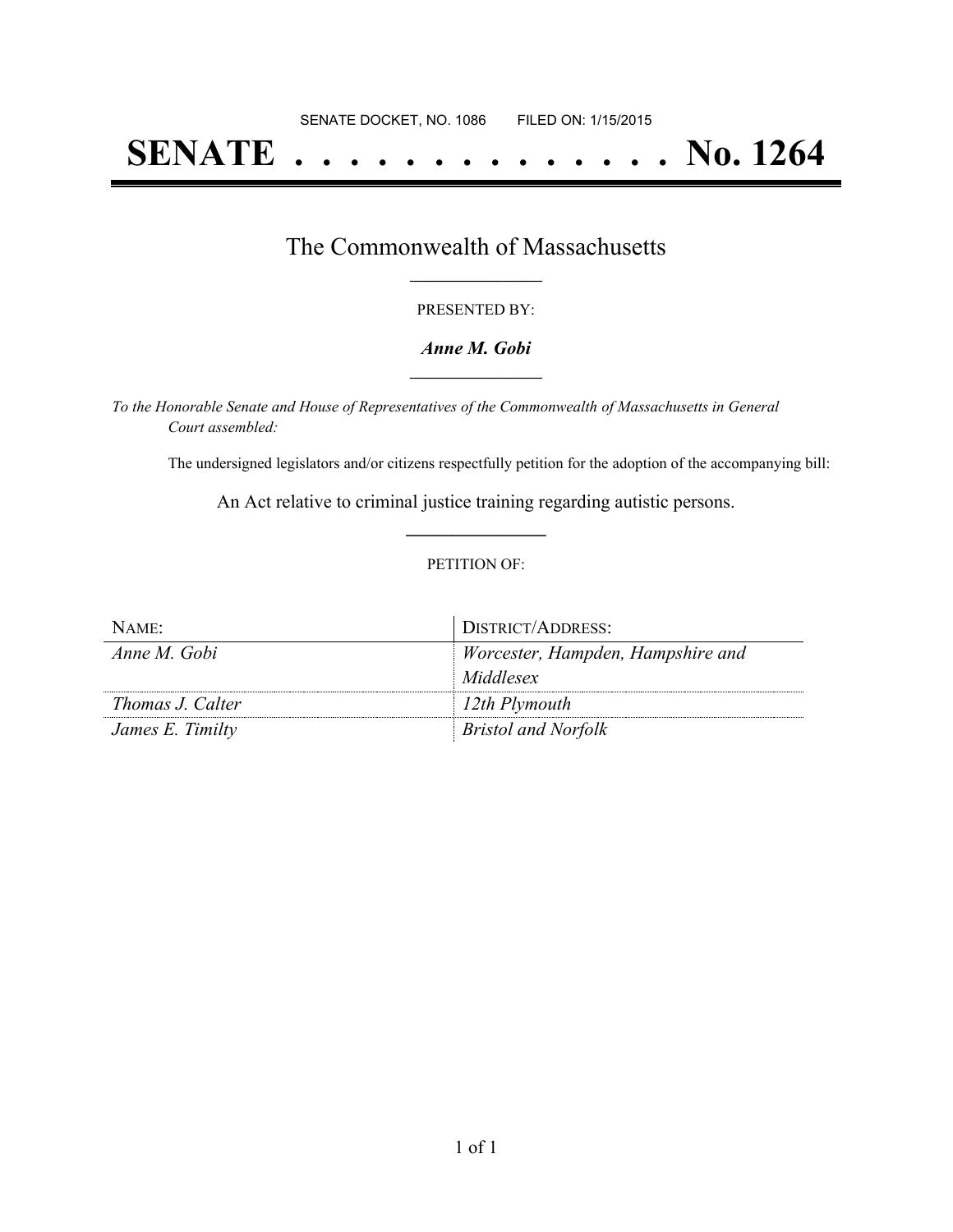SENATE DOCKET, NO. 1086        FILED ON: 1/15/2015

# SENATE . . . . . . . . . . . . . . No. 1264

## The Commonwealth of Massachusetts

PRESENTED BY:

***Anne M. Gobi***

*To the Honorable Senate and House of Representatives of the Commonwealth of Massachusetts in General Court assembled:*

The undersigned legislators and/or citizens respectfully petition for the adoption of the accompanying bill:

An Act relative to criminal justice training regarding autistic persons.

PETITION OF:

| NAME: | DISTRICT/ADDRESS: |
|---|---|
| *Anne M. Gobi* | *Worcester, Hampden, Hampshire and Middlesex* |
| *Thomas J. Calter* | *12th Plymouth* |
| *James E. Timilty* | *Bristol and Norfolk* |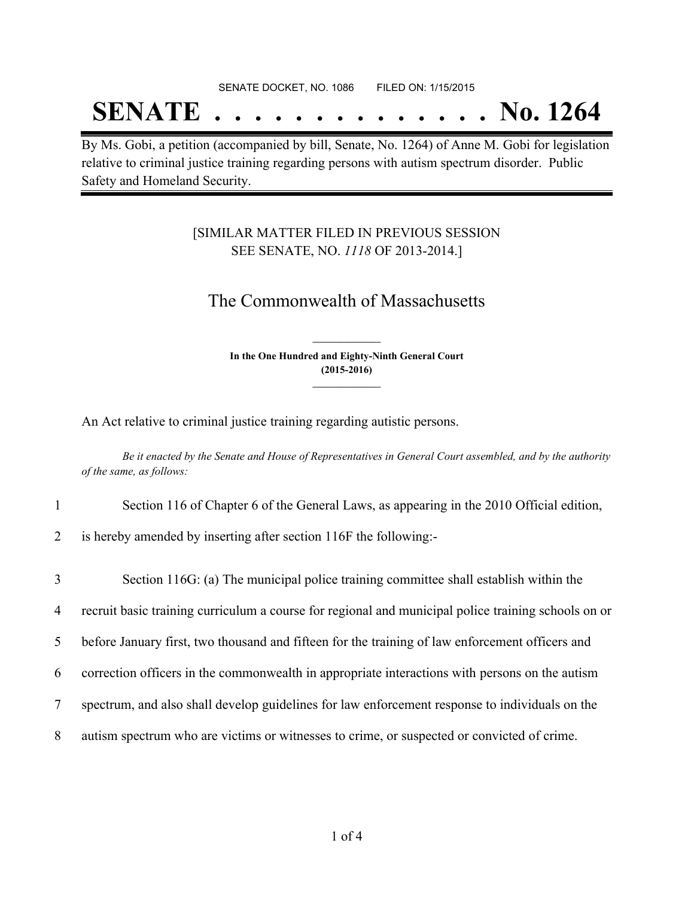SENATE DOCKET, NO. 1086 FILED ON: 1/15/2015

# SENATE . . . . . . . . . . . . . . No. 1264

By Ms. Gobi, a petition (accompanied by bill, Senate, No. 1264) of Anne M. Gobi for legislation relative to criminal justice training regarding persons with autism spectrum disorder. Public Safety and Homeland Security.

[SIMILAR MATTER FILED IN PREVIOUS SESSION SEE SENATE, NO. *1118* OF 2013-2014.]

## The Commonwealth of Massachusetts

**In the One Hundred and Eighty-Ninth General Court (2015-2016)**

An Act relative to criminal justice training regarding autistic persons.

*Be it enacted by the Senate and House of Representatives in General Court assembled, and by the authority of the same, as follows:*

1 Section 116 of Chapter 6 of the General Laws, as appearing in the 2010 Official edition,
2 is hereby amended by inserting after section 116F the following:-

3 Section 116G: (a) The municipal police training committee shall establish within the
4 recruit basic training curriculum a course for regional and municipal police training schools on or
5 before January first, two thousand and fifteen for the training of law enforcement officers and
6 correction officers in the commonwealth in appropriate interactions with persons on the autism
7 spectrum, and also shall develop guidelines for law enforcement response to individuals on the
8 autism spectrum who are victims or witnesses to crime, or suspected or convicted of crime.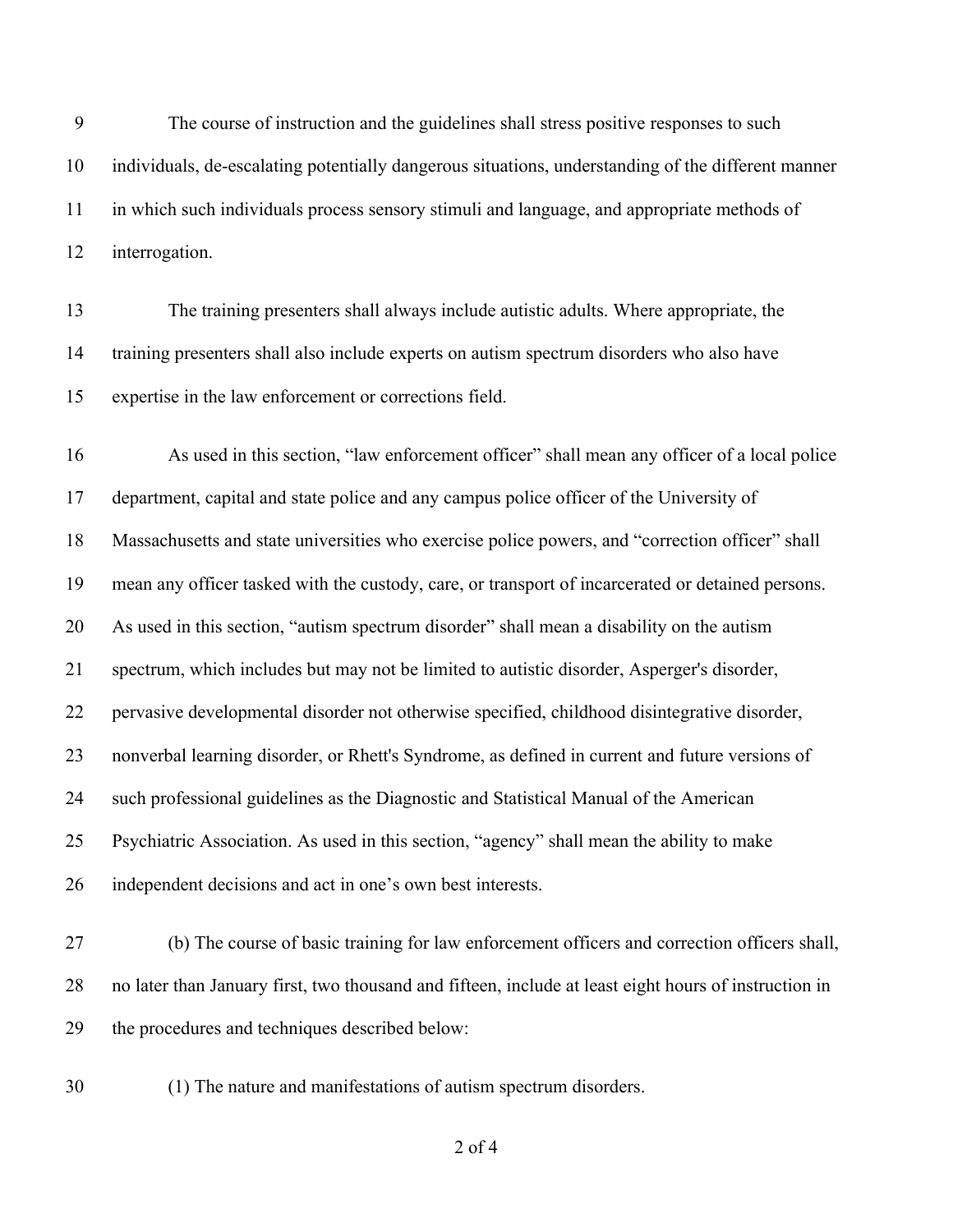The course of instruction and the guidelines shall stress positive responses to such individuals, de-escalating potentially dangerous situations, understanding of the different manner in which such individuals process sensory stimuli and language, and appropriate methods of interrogation.

The training presenters shall always include autistic adults. Where appropriate, the training presenters shall also include experts on autism spectrum disorders who also have expertise in the law enforcement or corrections field.

As used in this section, "law enforcement officer" shall mean any officer of a local police department, capital and state police and any campus police officer of the University of Massachusetts and state universities who exercise police powers, and "correction officer" shall mean any officer tasked with the custody, care, or transport of incarcerated or detained persons. As used in this section, "autism spectrum disorder" shall mean a disability on the autism spectrum, which includes but may not be limited to autistic disorder, Asperger's disorder, pervasive developmental disorder not otherwise specified, childhood disintegrative disorder, nonverbal learning disorder, or Rhett's Syndrome, as defined in current and future versions of such professional guidelines as the Diagnostic and Statistical Manual of the American Psychiatric Association. As used in this section, "agency" shall mean the ability to make independent decisions and act in one's own best interests.

(b) The course of basic training for law enforcement officers and correction officers shall, no later than January first, two thousand and fifteen, include at least eight hours of instruction in the procedures and techniques described below:

(1) The nature and manifestations of autism spectrum disorders.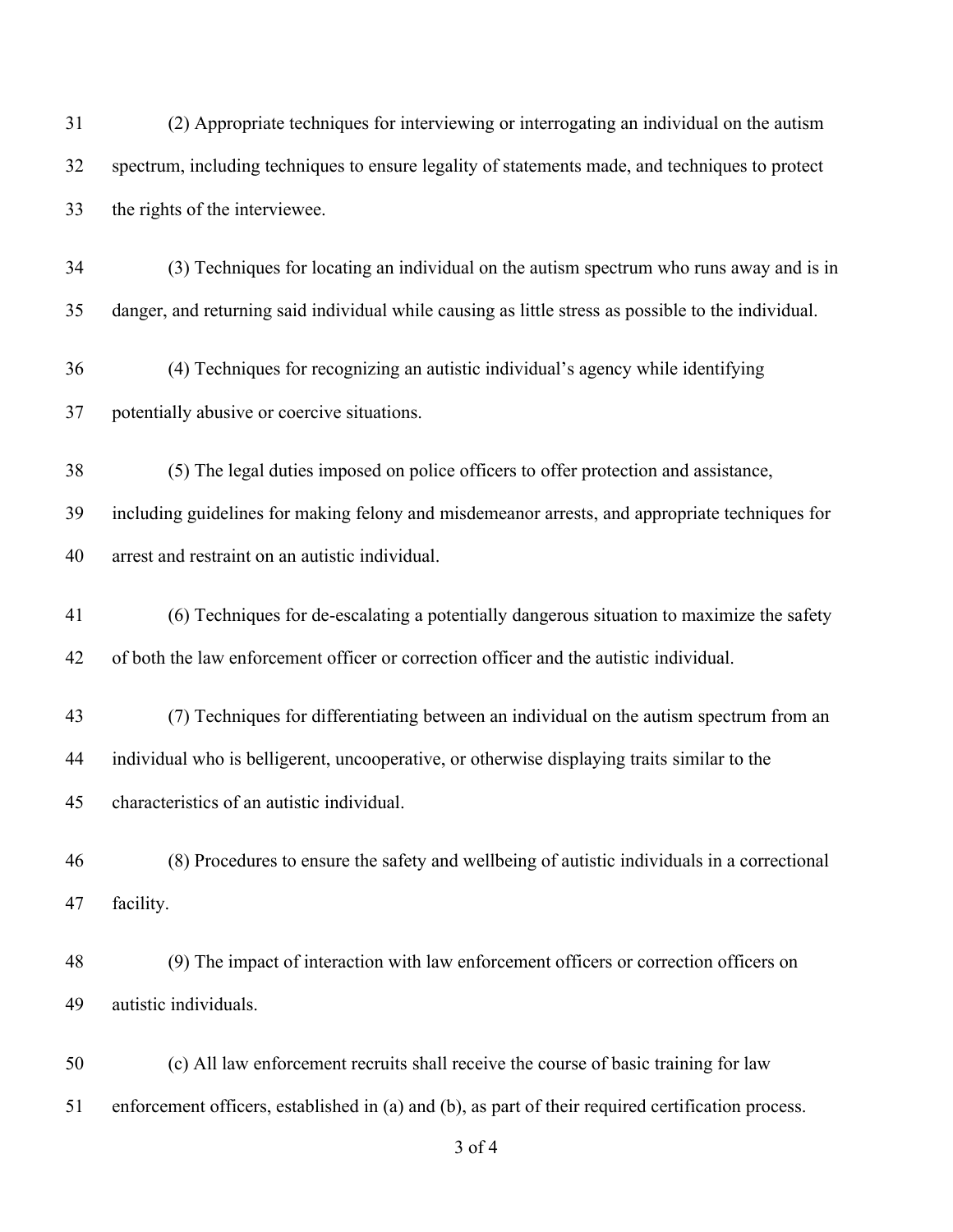(2) Appropriate techniques for interviewing or interrogating an individual on the autism spectrum, including techniques to ensure legality of statements made, and techniques to protect the rights of the interviewee.

(3) Techniques for locating an individual on the autism spectrum who runs away and is in danger, and returning said individual while causing as little stress as possible to the individual.

(4) Techniques for recognizing an autistic individual's agency while identifying potentially abusive or coercive situations.

(5) The legal duties imposed on police officers to offer protection and assistance, including guidelines for making felony and misdemeanor arrests, and appropriate techniques for arrest and restraint on an autistic individual.

(6) Techniques for de-escalating a potentially dangerous situation to maximize the safety of both the law enforcement officer or correction officer and the autistic individual.

(7) Techniques for differentiating between an individual on the autism spectrum from an individual who is belligerent, uncooperative, or otherwise displaying traits similar to the characteristics of an autistic individual.

(8) Procedures to ensure the safety and wellbeing of autistic individuals in a correctional facility.

(9) The impact of interaction with law enforcement officers or correction officers on autistic individuals.

(c) All law enforcement recruits shall receive the course of basic training for law enforcement officers, established in (a) and (b), as part of their required certification process.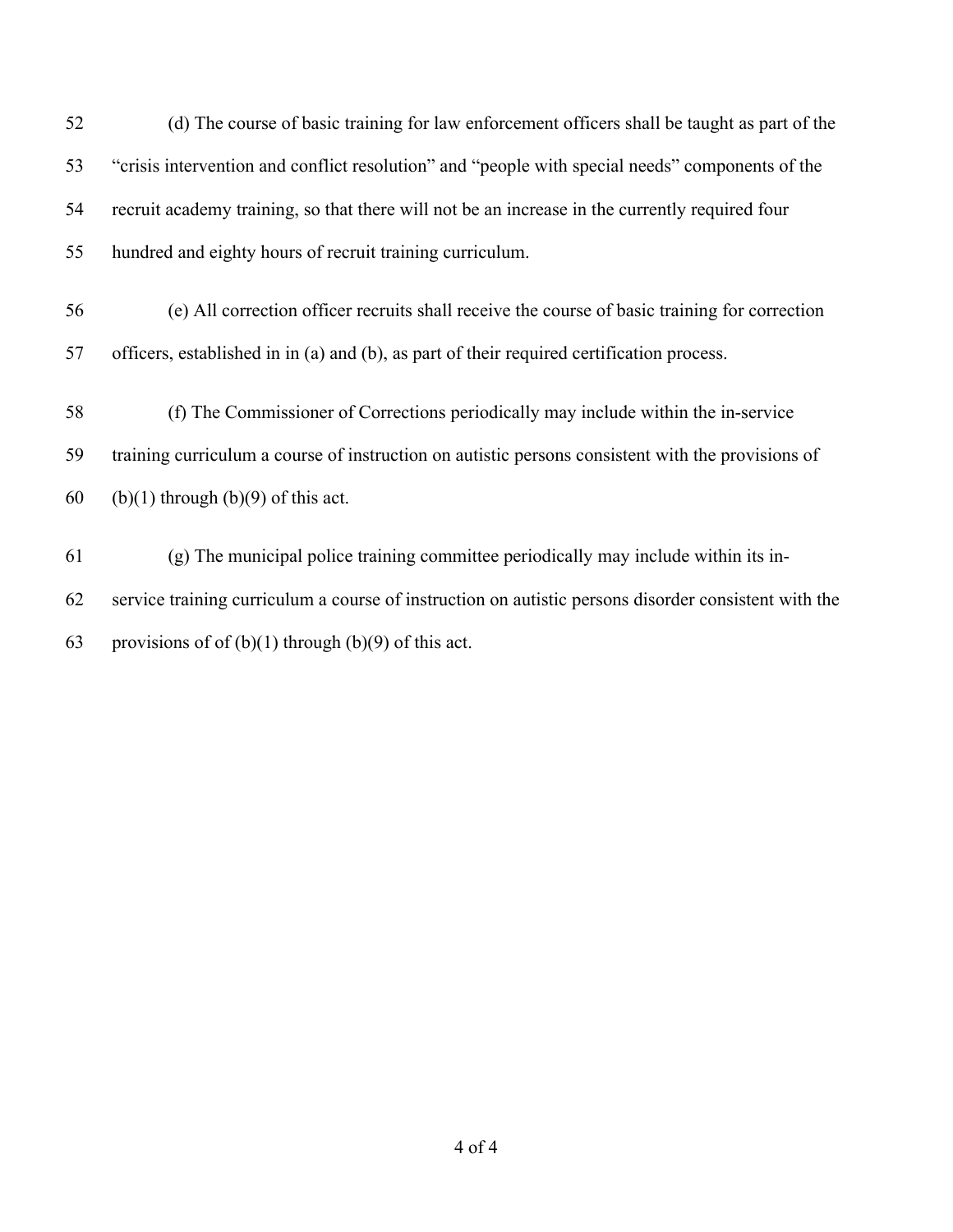(d) The course of basic training for law enforcement officers shall be taught as part of the "crisis intervention and conflict resolution" and "people with special needs" components of the recruit academy training, so that there will not be an increase in the currently required four hundred and eighty hours of recruit training curriculum.

(e) All correction officer recruits shall receive the course of basic training for correction officers, established in in (a) and (b), as part of their required certification process.

(f) The Commissioner of Corrections periodically may include within the in-service training curriculum a course of instruction on autistic persons consistent with the provisions of (b)(1) through (b)(9) of this act.

(g) The municipal police training committee periodically may include within its in-service training curriculum a course of instruction on autistic persons disorder consistent with the provisions of of (b)(1) through (b)(9) of this act.